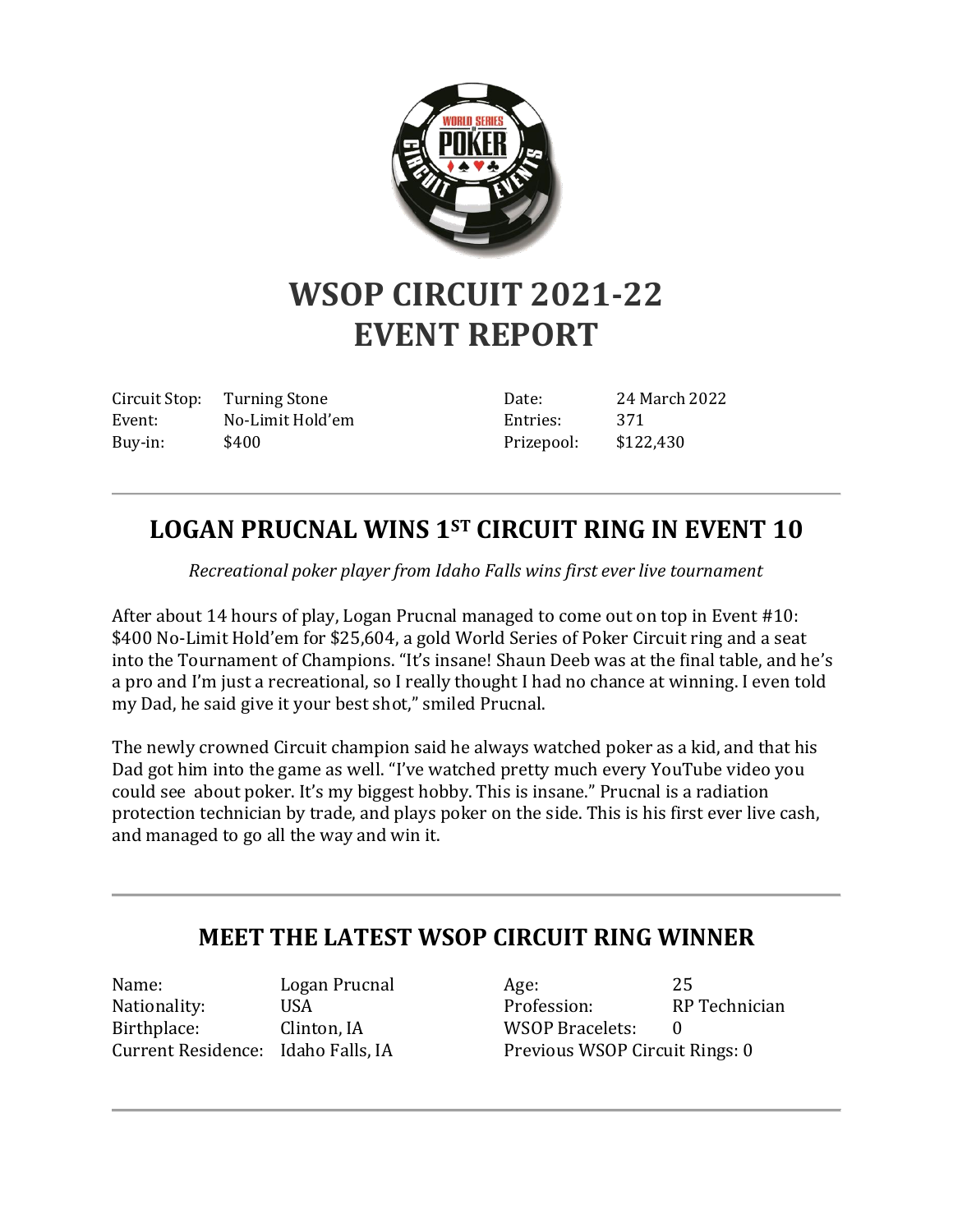# WSOP CIRCUIT 2021-22
# EVENT REPORT

| | | | |
|---|---|---|---|
| Circuit Stop: | Turning Stone | Date: | 24 March 2022 |
| Event: | No-Limit Hold'em | Entries: | 371 |
| Buy-in: | $400 | Prizepool: | $122,430 |

---

## LOGAN PRUCNAL WINS 1ST CIRCUIT RING IN EVENT 10

*Recreational poker player from Idaho Falls wins first ever live tournament*

After about 14 hours of play, Logan Prucnal managed to come out on top in Event #10: $400 No-Limit Hold'em for $25,604, a gold World Series of Poker Circuit ring and a seat into the Tournament of Champions. "It's insane! Shaun Deeb was at the final table, and he's a pro and I'm just a recreational, so I really thought I had no chance at winning. I even told my Dad, he said give it your best shot," smiled Prucnal.

The newly crowned Circuit champion said he always watched poker as a kid, and that his Dad got him into the game as well. "I've watched pretty much every YouTube video you could see about poker. It's my biggest hobby. This is insane." Prucnal is a radiation protection technician by trade, and plays poker on the side. This is his first ever live cash, and managed to go all the way and win it.

---

## MEET THE LATEST WSOP CIRCUIT RING WINNER

| | | | |
|---|---|---|---|
| Name: | Logan Prucnal | Age: | 25 |
| Nationality: | USA | Profession: | RP Technician |
| Birthplace: | Clinton, IA | WSOP Bracelets: | 0 |
| Current Residence: | Idaho Falls, IA | Previous WSOP Circuit Rings: | 0 |

---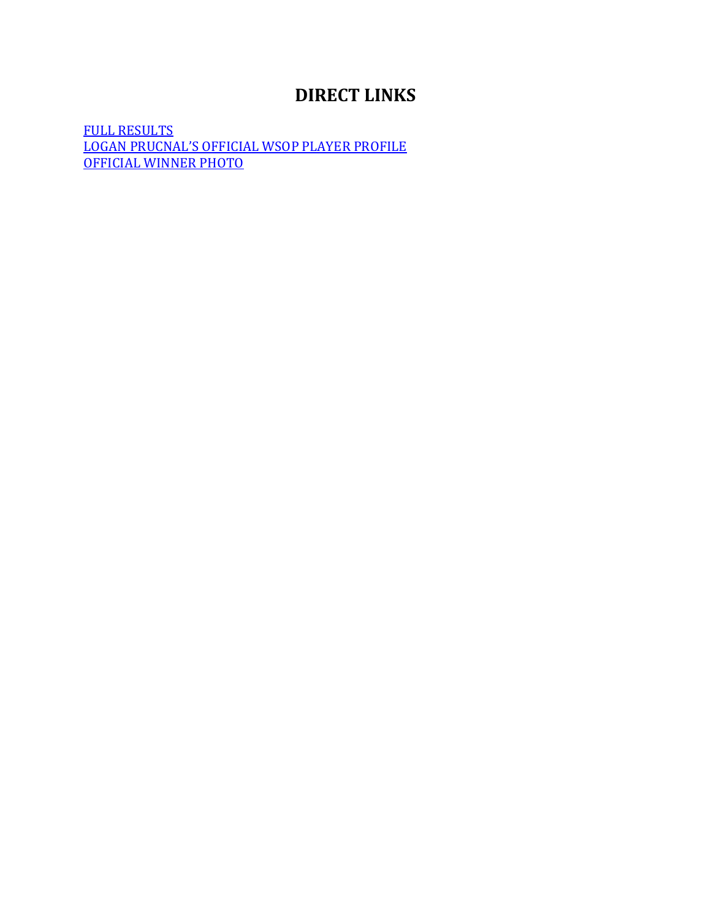# DIRECT LINKS

FULL RESULTS
LOGAN PRUCNAL'S OFFICIAL WSOP PLAYER PROFILE
OFFICIAL WINNER PHOTO